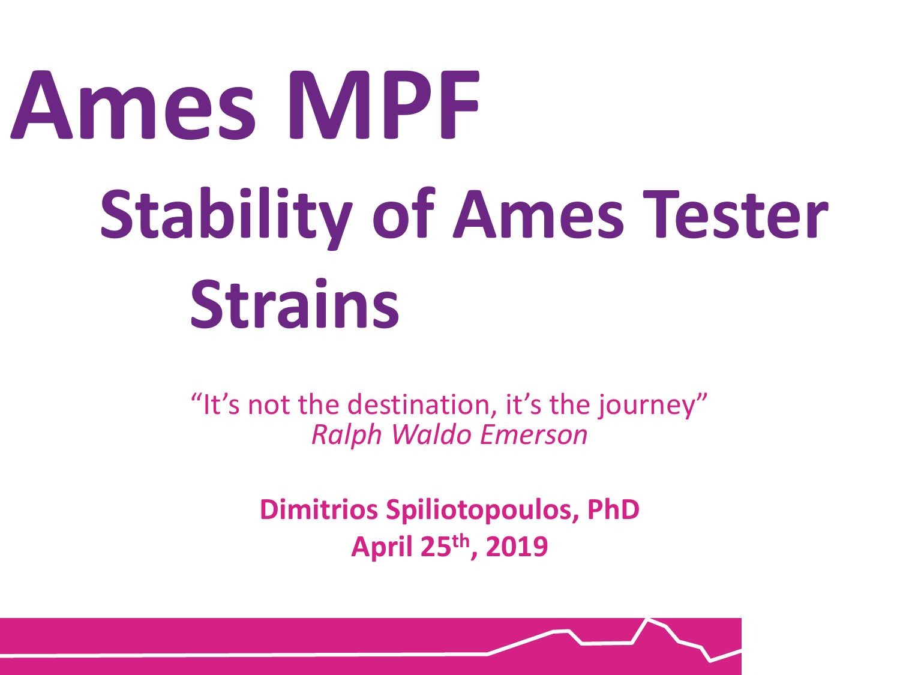# Ames MPF

## Stability of Ames Tester Strains

"It's not the destination, it's the journey"
*Ralph Waldo Emerson*

**Dimitrios Spiliotopoulos, PhD**
**April 25th, 2019**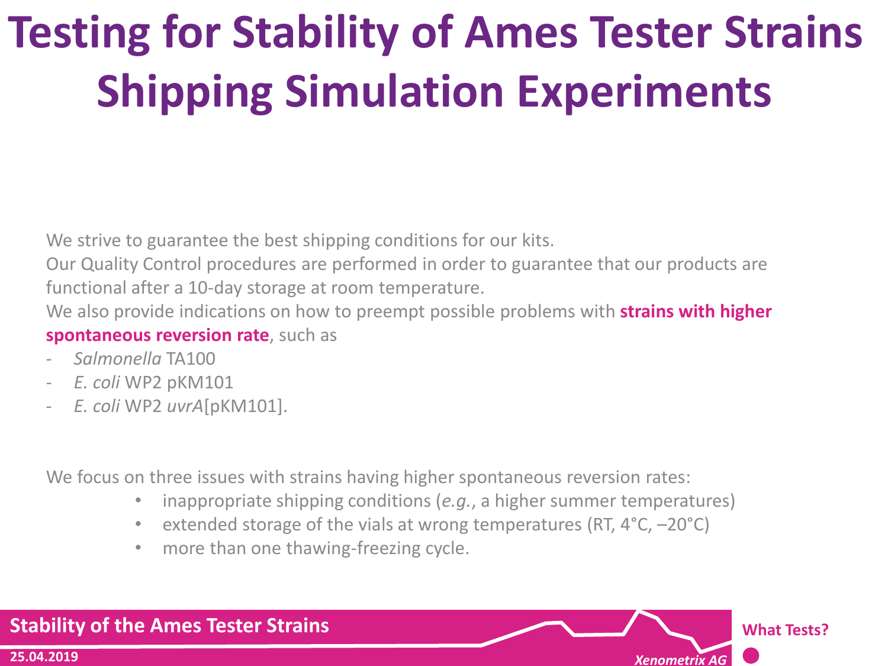# Testing for Stability of Ames Tester Strains Shipping Simulation Experiments

We strive to guarantee the best shipping conditions for our kits.
Our Quality Control procedures are performed in order to guarantee that our products are functional after a 10-day storage at room temperature.
We also provide indications on how to preempt possible problems with **strains with higher spontaneous reversion rate**, such as

- *Salmonella* TA100
- *E. coli* WP2 pKM101
- *E. coli* WP2 *uvrA*[pKM101].

We focus on three issues with strains having higher spontaneous reversion rates:

- inappropriate shipping conditions (*e.g.*, a higher summer temperatures)
- extended storage of the vials at wrong temperatures (RT, 4°C, –20°C)
- more than one thawing-freezing cycle.

**What Tests?**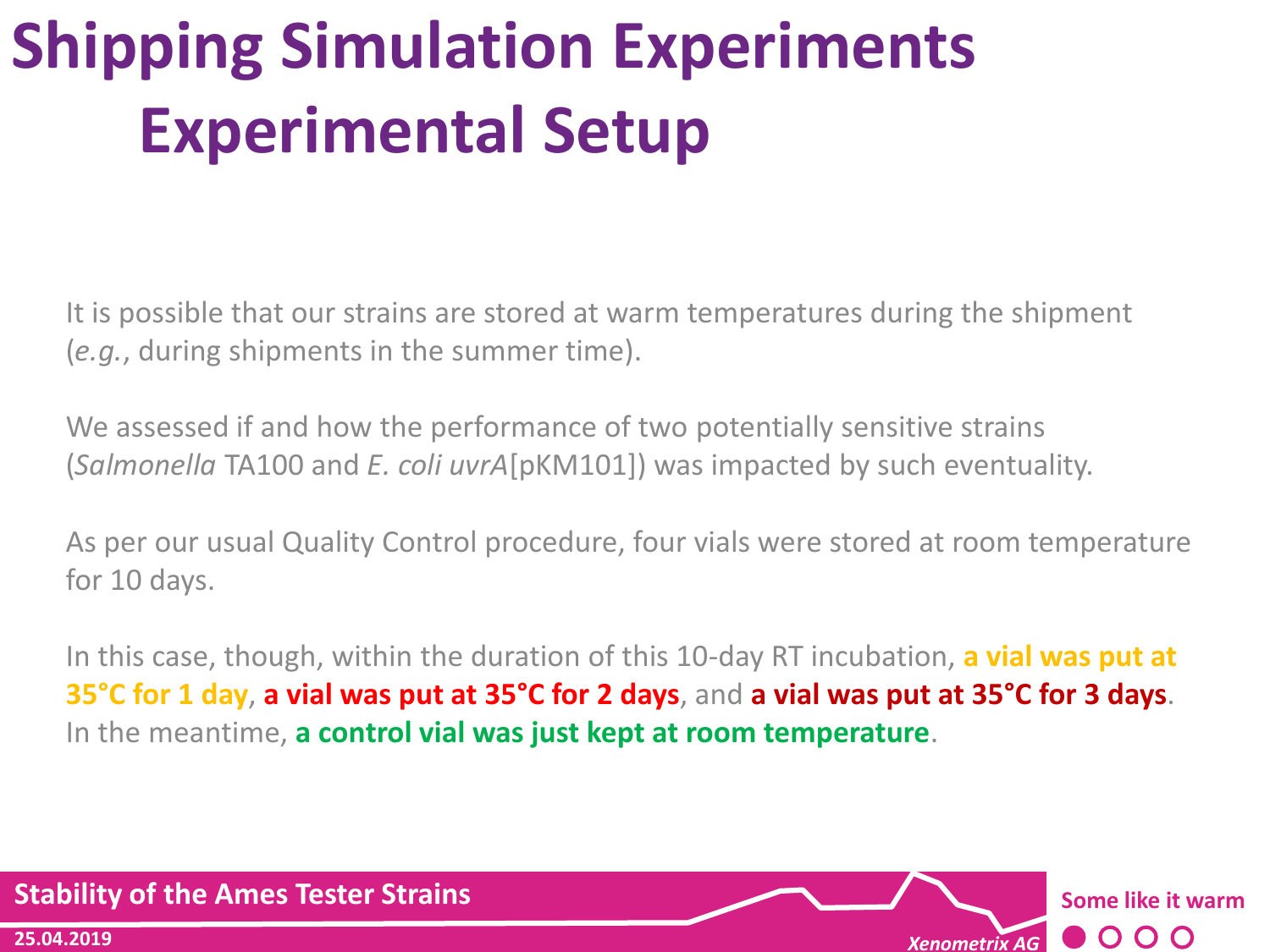# Shipping Simulation Experiments Experimental Setup

It is possible that our strains are stored at warm temperatures during the shipment (*e.g.*, during shipments in the summer time).

We assessed if and how the performance of two potentially sensitive strains (*Salmonella* TA100 and *E. coli uvrA*[pKM101]) was impacted by such eventuality.

As per our usual Quality Control procedure, four vials were stored at room temperature for 10 days.

In this case, though, within the duration of this 10-day RT incubation, **a vial was put at 35°C for 1 day**, **a vial was put at 35°C for 2 days**, and **a vial was put at 35°C for 3 days**. In the meantime, **a control vial was just kept at room temperature**.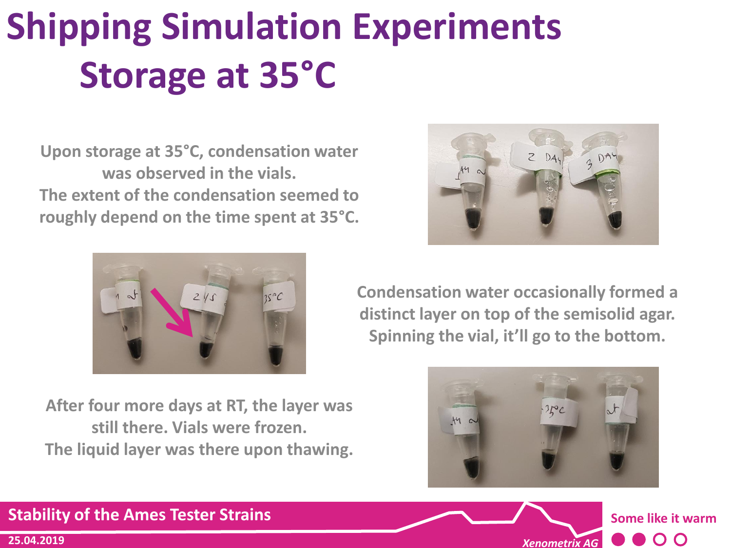# Shipping Simulation Experiments
# Storage at 35°C

**Upon storage at 35°C, condensation water was observed in the vials. The extent of the condensation seemed to roughly depend on the time spent at 35°C.**

**Condensation water occasionally formed a distinct layer on top of the semisolid agar. Spinning the vial, it'll go to the bottom.**

**After four more days at RT, the layer was still there. Vials were frozen. The liquid layer was there upon thawing.**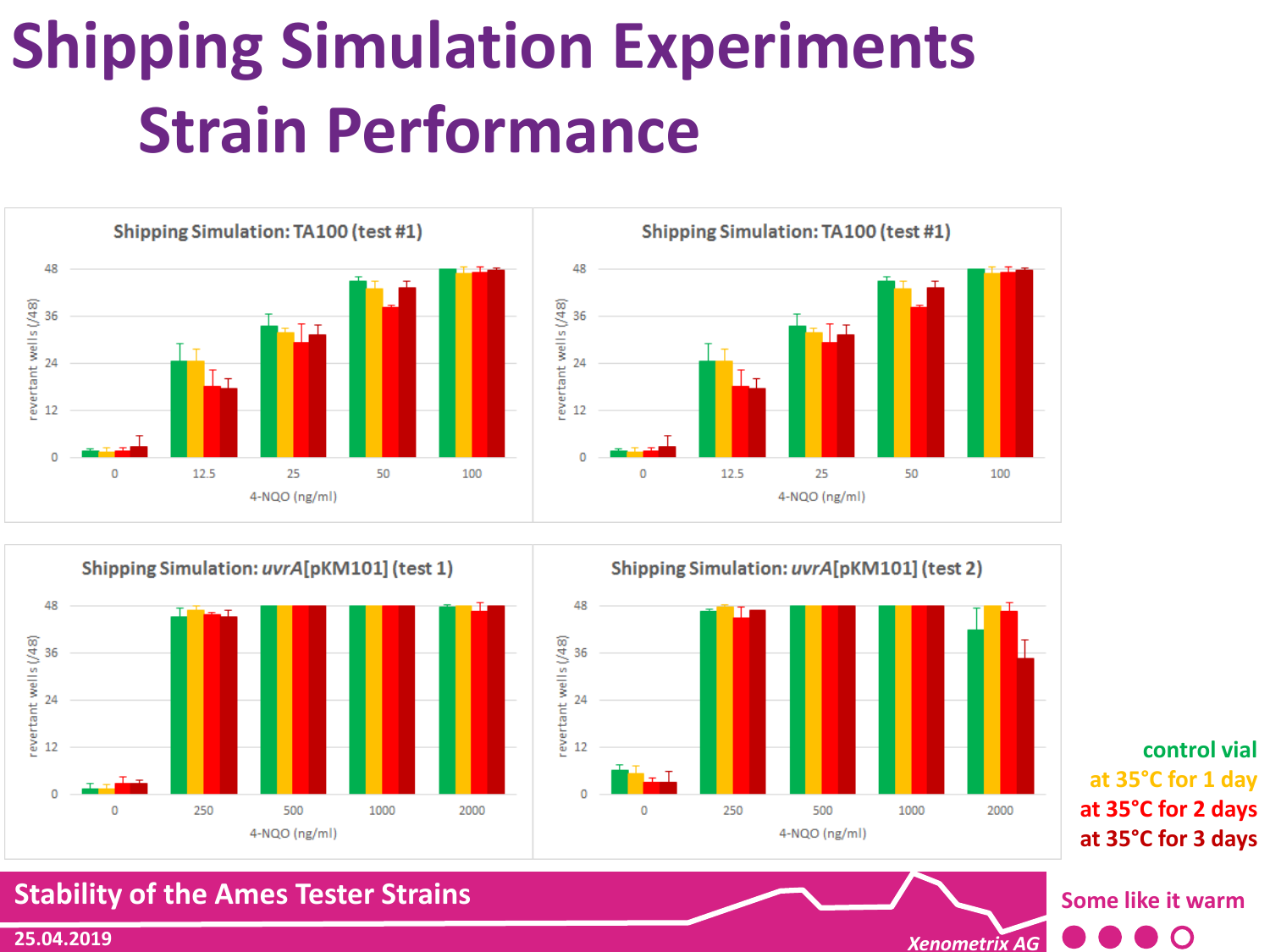# Shipping Simulation Experiments
# Strain Performance

**Shipping Simulation: TA100 (test #1)**

revertant wells (/48)

4-NQO (ng/ml): 0, 12.5, 25, 50, 100

**Shipping Simulation: TA100 (test #1)**

revertant wells (/48)

4-NQO (ng/ml): 0, 12.5, 25, 50, 100

**Shipping Simulation: *uvrA*[pKM101] (test 1)**

revertant wells (/48)

4-NQO (ng/ml): 0, 250, 500, 1000, 2000

**Shipping Simulation: *uvrA*[pKM101] (test 2)**

revertant wells (/48)

4-NQO (ng/ml): 0, 250, 500, 1000, 2000

control vial
at 35°C for 1 day
at 35°C for 2 days
at 35°C for 3 days

Stability of the Ames Tester Strains

Some like it warm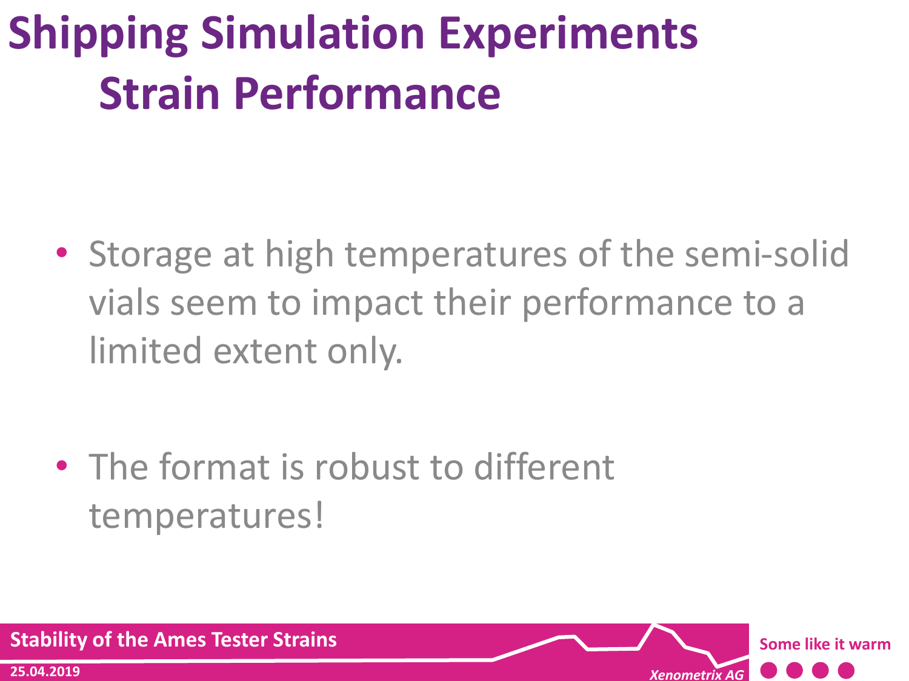# Shipping Simulation Experiments
## Strain Performance

- Storage at high temperatures of the semi-solid vials seem to impact their performance to a limited extent only.

- The format is robust to different temperatures!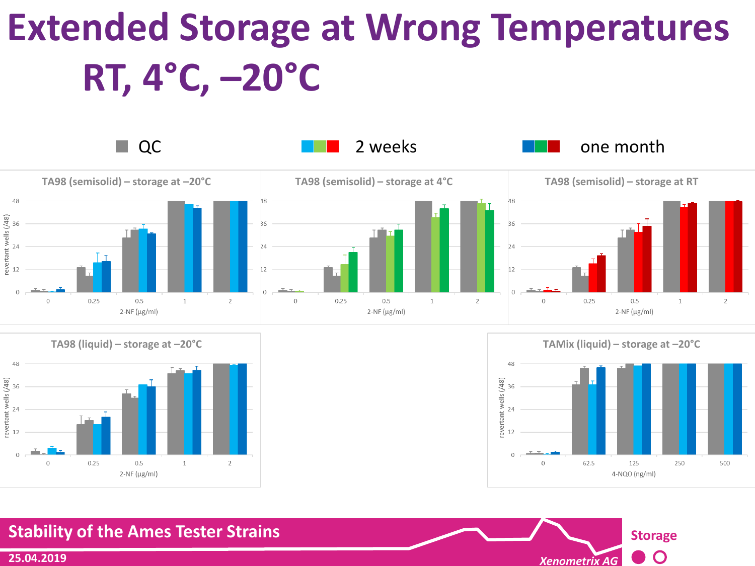# Extended Storage at Wrong Temperatures RT, 4°C, –20°C

QC | 2 weeks | one month

TA98 (semisolid) – storage at –20°C

TA98 (semisolid) – storage at 4°C

TA98 (semisolid) – storage at RT

TA98 (liquid) – storage at –20°C

TAMix (liquid) – storage at –20°C

revertant wells (/48)

2-NF (µg/ml)

4-NQO (ng/ml)

Stability of the Ames Tester Strains

25.04.2019

Xenometrix AG

Storage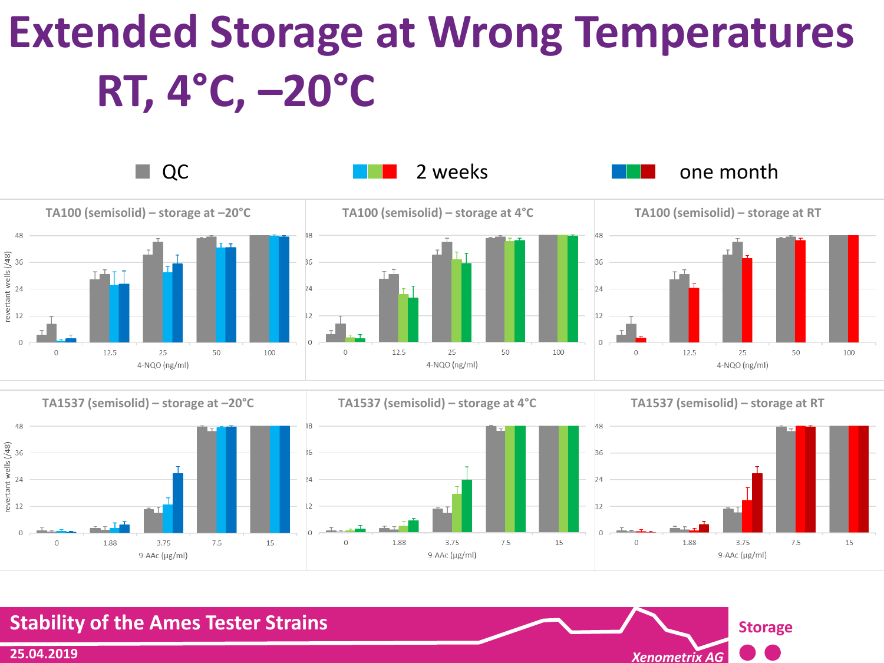# Extended Storage at Wrong Temperatures RT, 4°C, –20°C

QC | 2 weeks | one month

### TA100 (semisolid) – storage at –20°C

revertant wells (/48)

4-NQO (ng/ml)

### TA100 (semisolid) – storage at 4°C

4-NQO (ng/ml)

### TA100 (semisolid) – storage at RT

4-NQO (ng/ml)

### TA1537 (semisolid) – storage at –20°C

revertant wells (/48)

9-AAc (µg/ml)

### TA1537 (semisolid) – storage at 4°C

9-AAc (µg/ml)

### TA1537 (semisolid) – storage at RT

9-AAc (µg/ml)

**Stability of the Ames Tester Strains**

**25.04.2019**

*Xenometrix AG*

**Storage**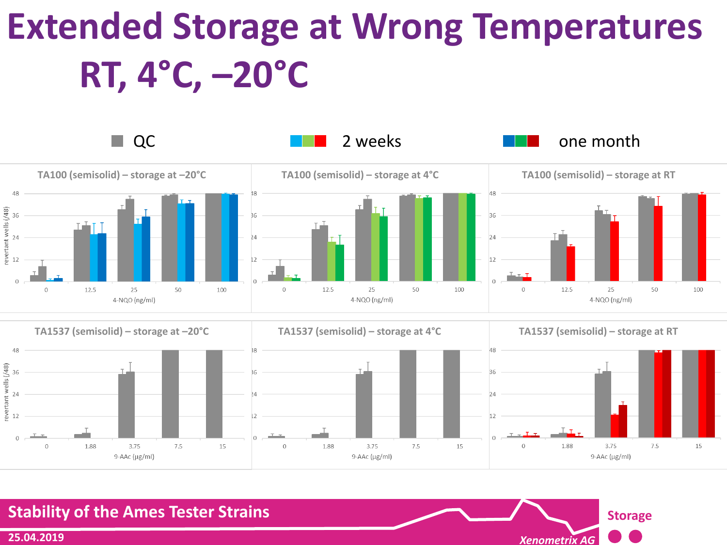# Extended Storage at Wrong Temperatures RT, 4°C, –20°C

QC &nbsp;&nbsp;&nbsp; 2 weeks &nbsp;&nbsp;&nbsp; one month

### TA100 (semisolid) – storage at –20°C

revertant wells (/48)

4-NQO (ng/ml): 0, 12.5, 25, 50, 100

### TA100 (semisolid) – storage at 4°C

4-NQO (ng/ml): 0, 12.5, 25, 50, 100

### TA100 (semisolid) – storage at RT

4-NQO (ng/ml): 0, 12.5, 25, 50, 100

### TA1537 (semisolid) – storage at –20°C

revertant wells (/48)

9-AAc (µg/ml): 0, 1.88, 3.75, 7.5, 15

### TA1537 (semisolid) – storage at 4°C

9-AAc (µg/ml): 0, 1.88, 3.75, 7.5, 15

### TA1537 (semisolid) – storage at RT

9-AAc (µg/ml): 0, 1.88, 3.75, 7.5, 15

**Stability of the Ames Tester Strains**

**25.04.2019**

*Xenometrix AG*

**Storage**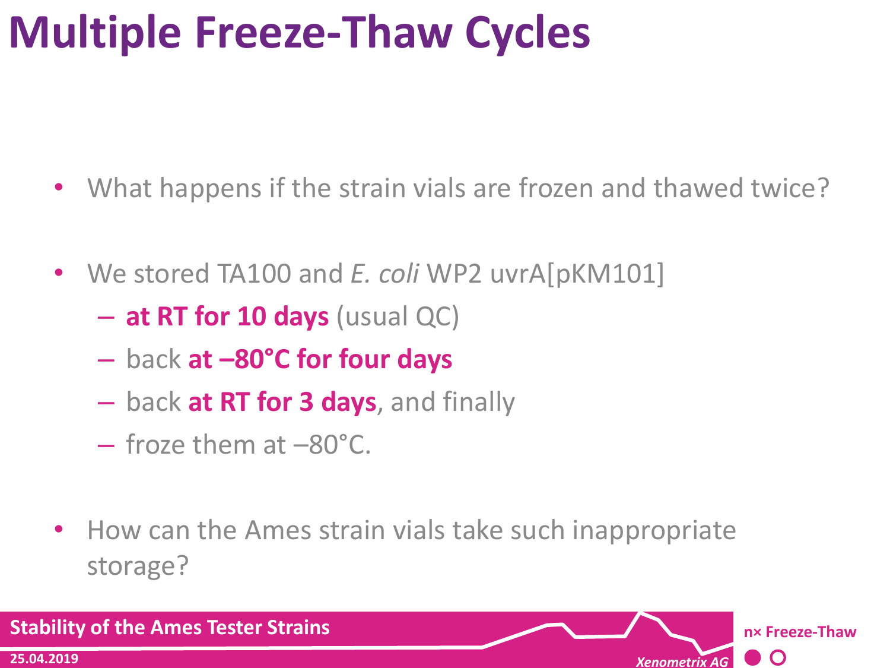# Multiple Freeze-Thaw Cycles

- What happens if the strain vials are frozen and thawed twice?
- We stored TA100 and *E. coli* WP2 uvrA[pKM101]
  - **at RT for 10 days** (usual QC)
  - back **at –80°C for four days**
  - back **at RT for 3 days**, and finally
  - froze them at –80°C.
- How can the Ames strain vials take such inappropriate storage?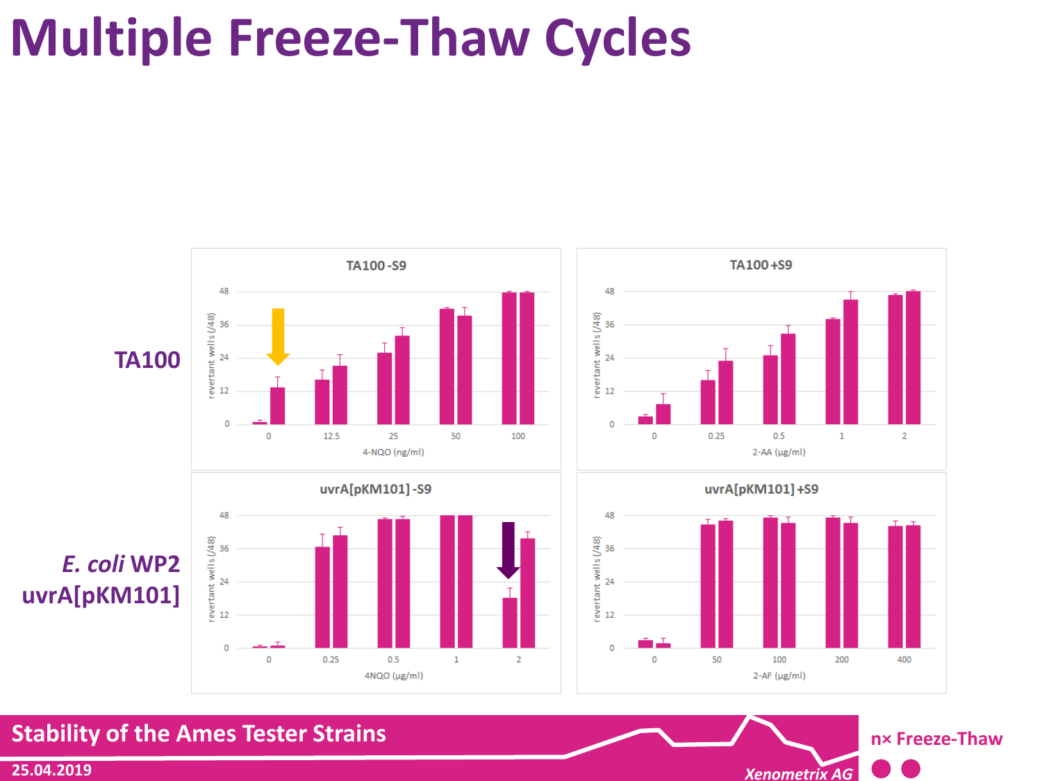# Multiple Freeze-Thaw Cycles

**TA100**

TA100 -S9

revertant wells (/48)

4-NQO (ng/ml)

TA100 +S9

revertant wells (/48)

2-AA (µg/ml)

***E. coli* WP2 uvrA[pKM101]**

uvrA[pKM101] -S9

revertant wells (/48)

4NQO (µg/ml)

uvrA[pKM101] +S9

revertant wells (/48)

2-AF (µg/ml)

n× Freeze-Thaw

Stability of the Ames Tester Strains

25.04.2019

Xenometrix AG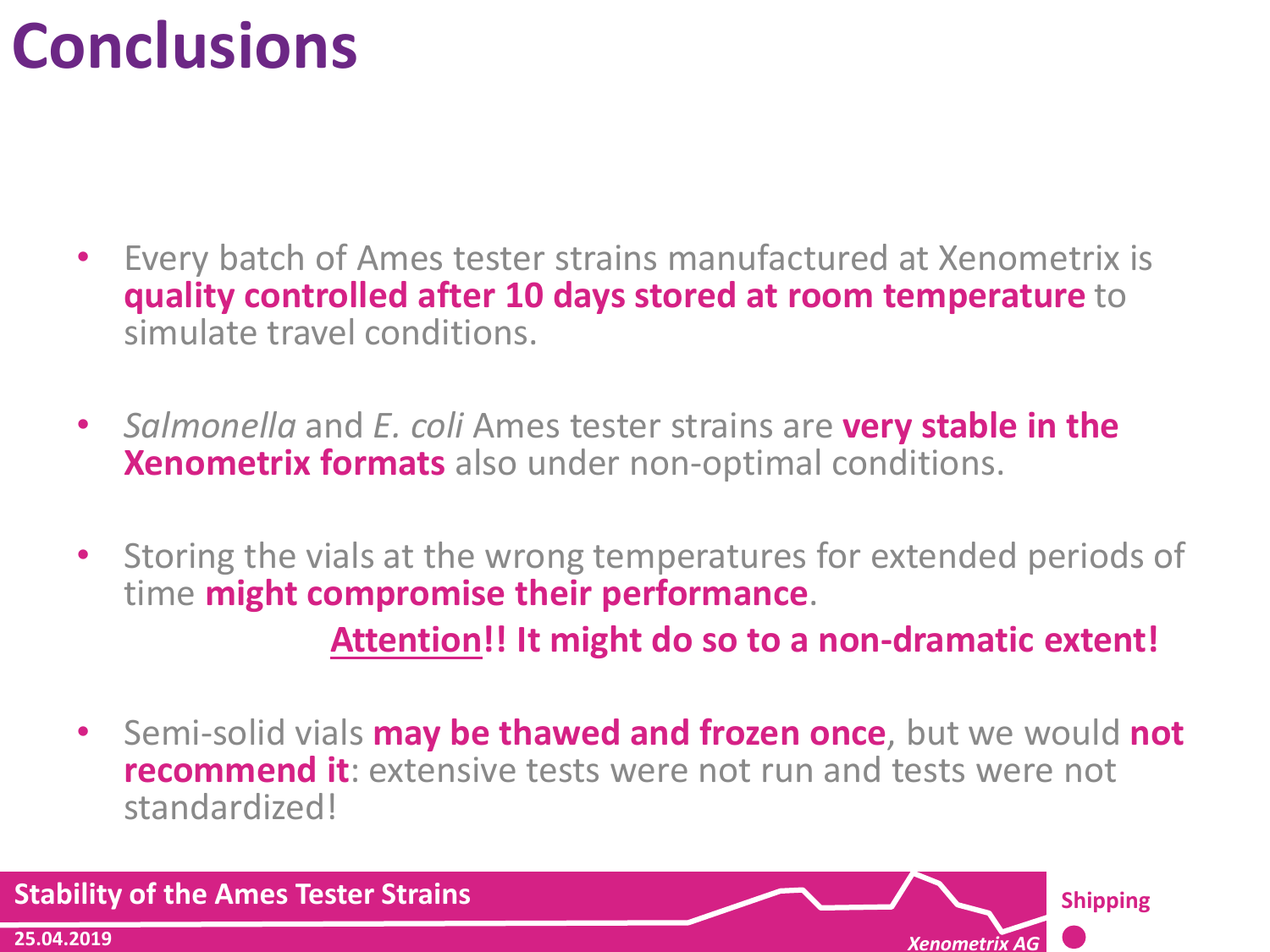# Conclusions

- Every batch of Ames tester strains manufactured at Xenometrix is **quality controlled after 10 days stored at room temperature** to simulate travel conditions.
- *Salmonella* and *E. coli* Ames tester strains are **very stable in the Xenometrix formats** also under non-optimal conditions.
- Storing the vials at the wrong temperatures for extended periods of time **might compromise their performance**.

  **Attention!! It might do so to a non-dramatic extent!**
- Semi-solid vials **may be thawed and frozen once**, but we would **not recommend it**: extensive tests were not run and tests were not standardized!